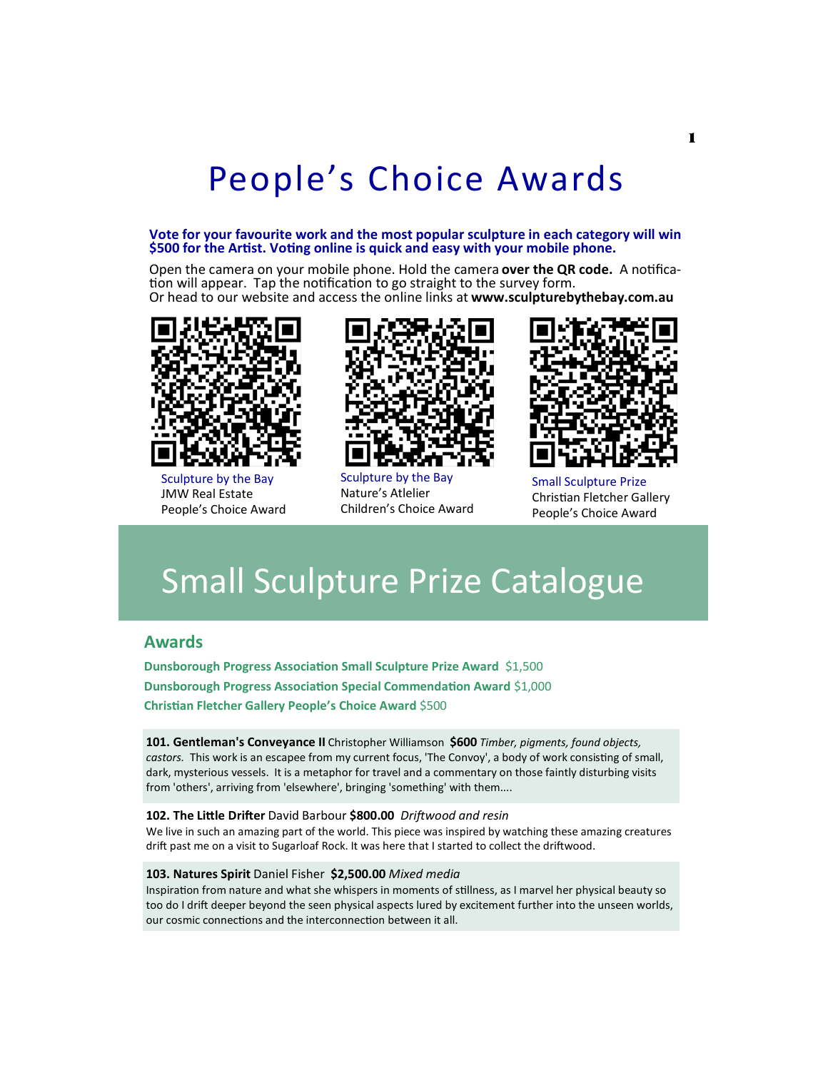# People's Choice Awards

**Vote for your favourite work and the most popular sculpture in each category will win $500 for the Artist. Voting online is quick and easy with your mobile phone.**

Open the camera on your mobile phone. Hold the camera **over the QR code.** A notification will appear. Tap the notification to go straight to the survey form.
Or head to our website and access the online links at **www.sculpturebythebay.com.au**

Sculpture by the Bay
JMW Real Estate
People's Choice Award

Sculpture by the Bay
Nature's Atlelier
Children's Choice Award

Small Sculpture Prize
Christian Fletcher Gallery
People's Choice Award

# Small Sculpture Prize Catalogue

## Awards

**Dunsborough Progress Association Small Sculpture Prize Award** $1,500

**Dunsborough Progress Association Special Commendation Award** $1,000

**Christian Fletcher Gallery People's Choice Award** $500

**101. Gentleman's Conveyance II** Christopher Williamson **$600** *Timber, pigments, found objects, castors.* This work is an escapee from my current focus, 'The Convoy', a body of work consisting of small, dark, mysterious vessels. It is a metaphor for travel and a commentary on those faintly disturbing visits from 'others', arriving from 'elsewhere', bringing 'something' with them....

**102. The Little Drifter** David Barbour **$800.00** *Driftwood and resin*
We live in such an amazing part of the world. This piece was inspired by watching these amazing creatures drift past me on a visit to Sugarloaf Rock. It was here that I started to collect the driftwood.

**103. Natures Spirit** Daniel Fisher **$2,500.00** *Mixed media*
Inspiration from nature and what she whispers in moments of stillness, as I marvel her physical beauty so too do I drift deeper beyond the seen physical aspects lured by excitement further into the unseen worlds, our cosmic connections and the interconnection between it all.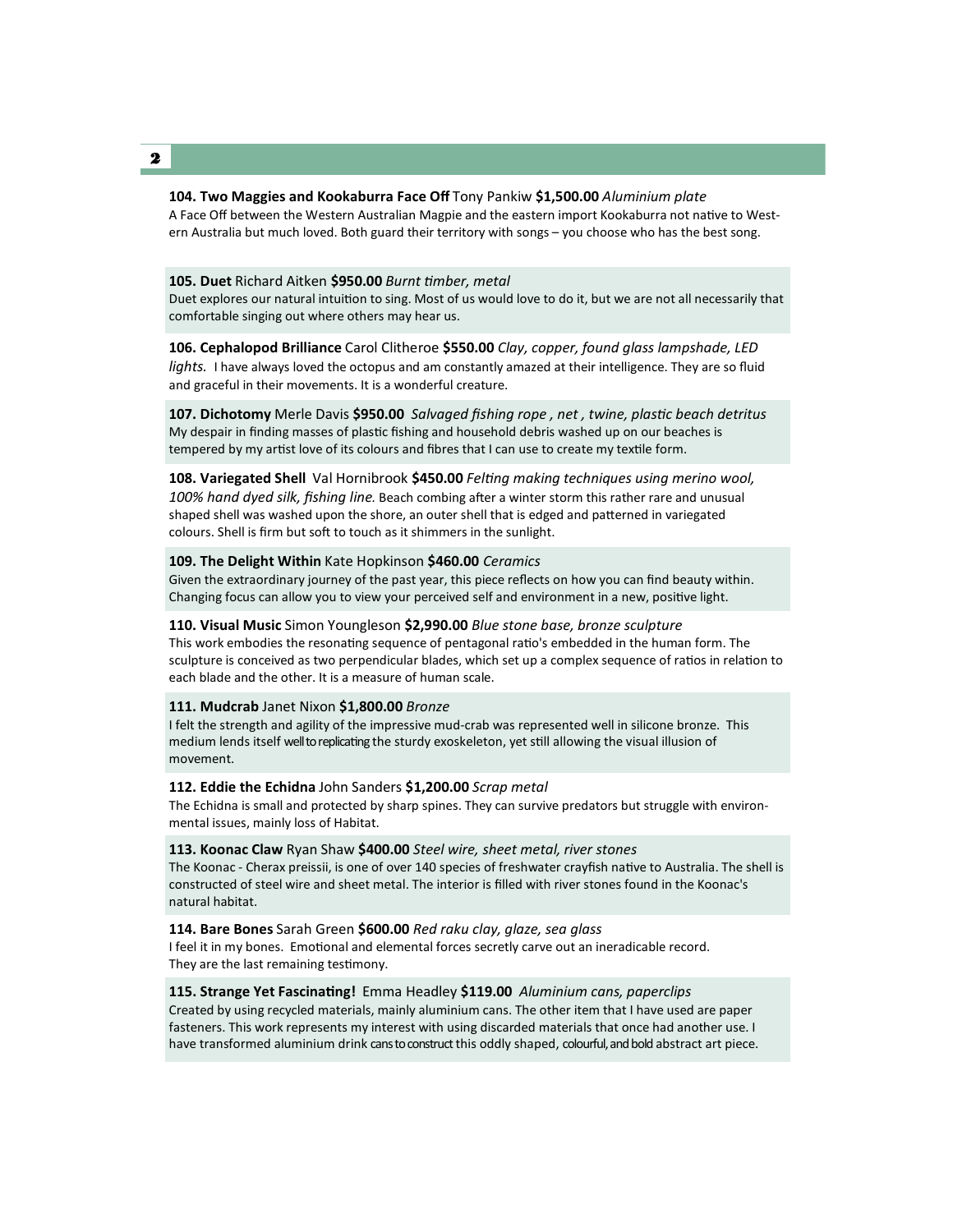**104. Two Maggies and Kookaburra Face Off** Tony Pankiw **$1,500.00** *Aluminium plate*
A Face Off between the Western Australian Magpie and the eastern import Kookaburra not native to Western Australia but much loved. Both guard their territory with songs – you choose who has the best song.

**105. Duet** Richard Aitken **$950.00** *Burnt timber, metal*
Duet explores our natural intuition to sing. Most of us would love to do it, but we are not all necessarily that comfortable singing out where others may hear us.

**106. Cephalopod Brilliance** Carol Clitheroe **$550.00** *Clay, copper, found glass lampshade, LED lights.* I have always loved the octopus and am constantly amazed at their intelligence. They are so fluid and graceful in their movements. It is a wonderful creature.

**107. Dichotomy** Merle Davis **$950.00** *Salvaged fishing rope , net , twine, plastic beach detritus*
My despair in finding masses of plastic fishing and household debris washed up on our beaches is tempered by my artist love of its colours and fibres that I can use to create my textile form.

**108. Variegated Shell** Val Hornibrook **$450.00** *Felting making techniques using merino wool, 100% hand dyed silk, fishing line.* Beach combing after a winter storm this rather rare and unusual shaped shell was washed upon the shore, an outer shell that is edged and patterned in variegated colours. Shell is firm but soft to touch as it shimmers in the sunlight.

**109. The Delight Within** Kate Hopkinson **$460.00** *Ceramics*
Given the extraordinary journey of the past year, this piece reflects on how you can find beauty within. Changing focus can allow you to view your perceived self and environment in a new, positive light.

**110. Visual Music** Simon Youngleson **$2,990.00** *Blue stone base, bronze sculpture*
This work embodies the resonating sequence of pentagonal ratio's embedded in the human form. The sculpture is conceived as two perpendicular blades, which set up a complex sequence of ratios in relation to each blade and the other. It is a measure of human scale.

**111. Mudcrab** Janet Nixon **$1,800.00** *Bronze*
I felt the strength and agility of the impressive mud-crab was represented well in silicone bronze. This medium lends itself well to replicating the sturdy exoskeleton, yet still allowing the visual illusion of movement.

**112. Eddie the Echidna** John Sanders **$1,200.00** *Scrap metal*
The Echidna is small and protected by sharp spines. They can survive predators but struggle with environmental issues, mainly loss of Habitat.

**113. Koonac Claw** Ryan Shaw **$400.00** *Steel wire, sheet metal, river stones*
The Koonac - Cherax preissii, is one of over 140 species of freshwater crayfish native to Australia. The shell is constructed of steel wire and sheet metal. The interior is filled with river stones found in the Koonac's natural habitat.

**114. Bare Bones** Sarah Green **$600.00** *Red raku clay, glaze, sea glass*
I feel it in my bones. Emotional and elemental forces secretly carve out an ineradicable record. They are the last remaining testimony.

**115. Strange Yet Fascinating!** Emma Headley **$119.00** *Aluminium cans, paperclips*
Created by using recycled materials, mainly aluminium cans. The other item that I have used are paper fasteners. This work represents my interest with using discarded materials that once had another use. I have transformed aluminium drink cans to construct this oddly shaped, colourful, and bold abstract art piece.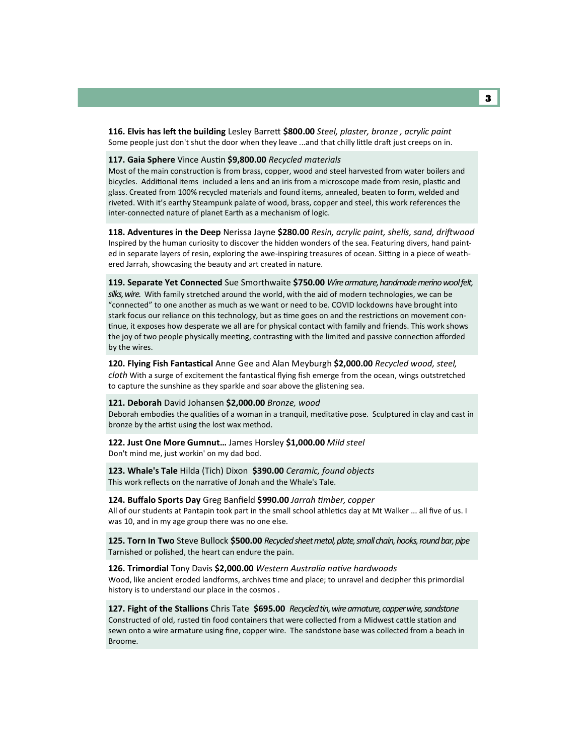**116. Elvis has left the building** Lesley Barrett **$800.00** *Steel, plaster, bronze , acrylic paint*
Some people just don't shut the door when they leave ...and that chilly little draft just creeps on in.

**117. Gaia Sphere** Vince Austin **$9,800.00** *Recycled materials*
Most of the main construction is from brass, copper, wood and steel harvested from water boilers and bicycles. Additional items included a lens and an iris from a microscope made from resin, plastic and glass. Created from 100% recycled materials and found items, annealed, beaten to form, welded and riveted. With it's earthy Steampunk palate of wood, brass, copper and steel, this work references the inter-connected nature of planet Earth as a mechanism of logic.

**118. Adventures in the Deep** Nerissa Jayne **$280.00** *Resin, acrylic paint, shells, sand, driftwood*
Inspired by the human curiosity to discover the hidden wonders of the sea. Featuring divers, hand painted in separate layers of resin, exploring the awe-inspiring treasures of ocean. Sitting in a piece of weathered Jarrah, showcasing the beauty and art created in nature.

**119. Separate Yet Connected** Sue Smorthwaite **$750.00** *Wire armature, handmade merino wool felt, silks, wire.* With family stretched around the world, with the aid of modern technologies, we can be "connected" to one another as much as we want or need to be. COVID lockdowns have brought into stark focus our reliance on this technology, but as time goes on and the restrictions on movement continue, it exposes how desperate we all are for physical contact with family and friends. This work shows the joy of two people physically meeting, contrasting with the limited and passive connection afforded by the wires.

**120. Flying Fish Fantastical** Anne Gee and Alan Meyburgh **$2,000.00** *Recycled wood, steel, cloth* With a surge of excitement the fantastical flying fish emerge from the ocean, wings outstretched to capture the sunshine as they sparkle and soar above the glistening sea.

**121. Deborah** David Johansen **$2,000.00** *Bronze, wood*
Deborah embodies the qualities of a woman in a tranquil, meditative pose. Sculptured in clay and cast in bronze by the artist using the lost wax method.

**122. Just One More Gumnut…** James Horsley **$1,000.00** *Mild steel*
Don't mind me, just workin' on my dad bod.

**123. Whale's Tale** Hilda (Tich) Dixon **$390.00** *Ceramic, found objects*
This work reflects on the narrative of Jonah and the Whale's Tale.

**124. Buffalo Sports Day** Greg Banfield **$990.00** *Jarrah timber, copper*
All of our students at Pantapin took part in the small school athletics day at Mt Walker ... all five of us. I was 10, and in my age group there was no one else.

**125. Torn In Two** Steve Bullock **$500.00** *Recycled sheet metal, plate, small chain, hooks, round bar, pipe*
Tarnished or polished, the heart can endure the pain.

**126. Trimordial** Tony Davis **$2,000.00** *Western Australia native hardwoods*
Wood, like ancient eroded landforms, archives time and place; to unravel and decipher this primordial history is to understand our place in the cosmos .

**127. Fight of the Stallions** Chris Tate **$695.00** *Recycled tin, wire armature, copper wire, sandstone*
Constructed of old, rusted tin food containers that were collected from a Midwest cattle station and sewn onto a wire armature using fine, copper wire. The sandstone base was collected from a beach in Broome.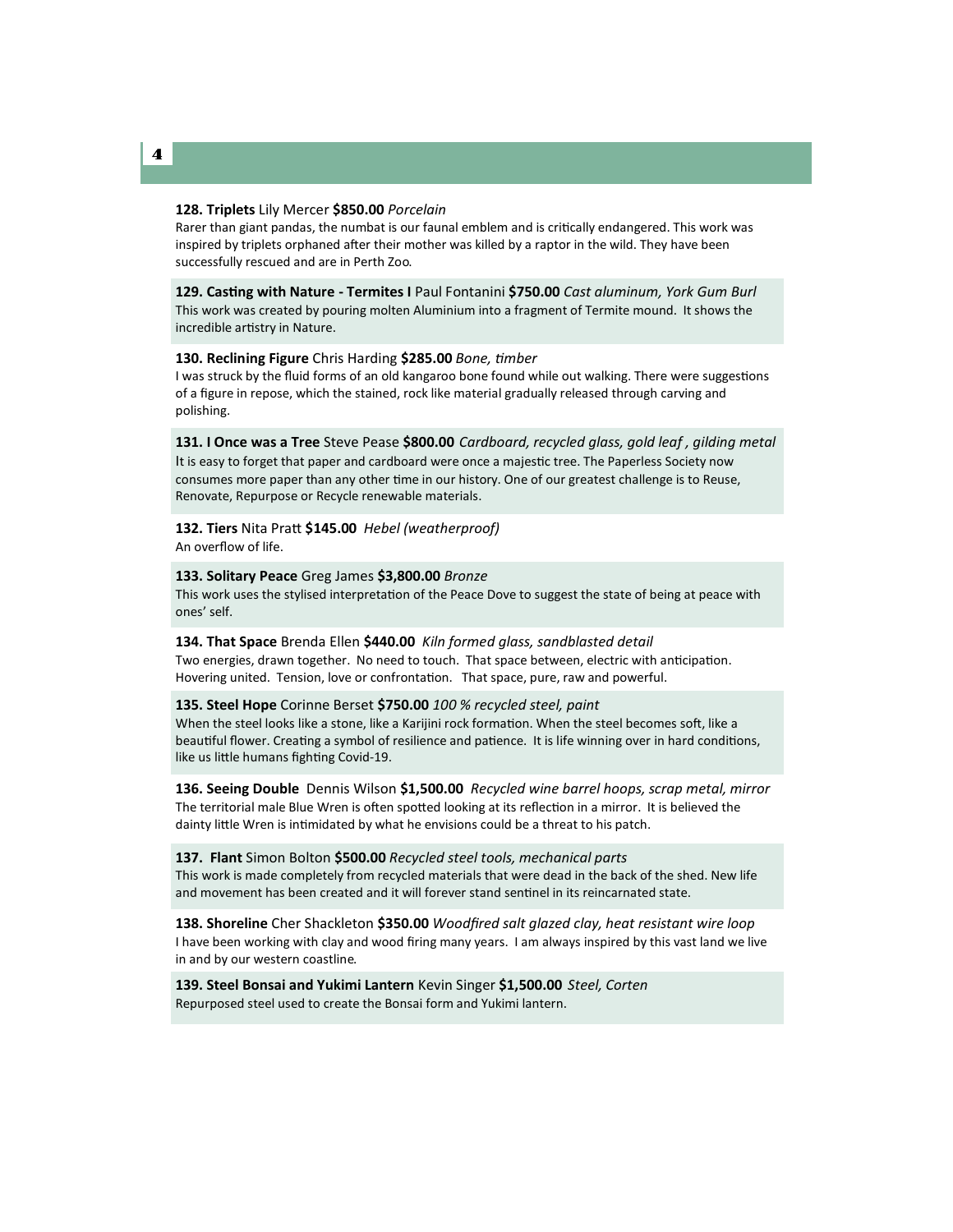**128. Triplets** Lily Mercer **$850.00** *Porcelain*
Rarer than giant pandas, the numbat is our faunal emblem and is critically endangered. This work was inspired by triplets orphaned after their mother was killed by a raptor in the wild. They have been successfully rescued and are in Perth Zoo.

**129. Casting with Nature - Termites I** Paul Fontanini **$750.00** *Cast aluminum, York Gum Burl*
This work was created by pouring molten Aluminium into a fragment of Termite mound. It shows the incredible artistry in Nature.

**130. Reclining Figure** Chris Harding **$285.00** *Bone, timber*
I was struck by the fluid forms of an old kangaroo bone found while out walking. There were suggestions of a figure in repose, which the stained, rock like material gradually released through carving and polishing.

**131. I Once was a Tree** Steve Pease **$800.00** *Cardboard, recycled glass, gold leaf , gilding metal*
It is easy to forget that paper and cardboard were once a majestic tree. The Paperless Society now consumes more paper than any other time in our history. One of our greatest challenge is to Reuse, Renovate, Repurpose or Recycle renewable materials.

**132. Tiers** Nita Pratt **$145.00** *Hebel (weatherproof)*
An overflow of life.

**133. Solitary Peace** Greg James **$3,800.00** *Bronze*
This work uses the stylised interpretation of the Peace Dove to suggest the state of being at peace with ones' self.

**134. That Space** Brenda Ellen **$440.00** *Kiln formed glass, sandblasted detail*
Two energies, drawn together. No need to touch. That space between, electric with anticipation. Hovering united. Tension, love or confrontation. That space, pure, raw and powerful.

**135. Steel Hope** Corinne Berset **$750.00** *100 % recycled steel, paint*
When the steel looks like a stone, like a Karijini rock formation. When the steel becomes soft, like a beautiful flower. Creating a symbol of resilience and patience. It is life winning over in hard conditions, like us little humans fighting Covid-19.

**136. Seeing Double** Dennis Wilson **$1,500.00** *Recycled wine barrel hoops, scrap metal, mirror*
The territorial male Blue Wren is often spotted looking at its reflection in a mirror. It is believed the dainty little Wren is intimidated by what he envisions could be a threat to his patch.

**137. Flant** Simon Bolton **$500.00** *Recycled steel tools, mechanical parts*
This work is made completely from recycled materials that were dead in the back of the shed. New life and movement has been created and it will forever stand sentinel in its reincarnated state.

**138. Shoreline** Cher Shackleton **$350.00** *Woodfired salt glazed clay, heat resistant wire loop*
I have been working with clay and wood firing many years. I am always inspired by this vast land we live in and by our western coastline.

**139. Steel Bonsai and Yukimi Lantern** Kevin Singer **$1,500.00** *Steel, Corten*
Repurposed steel used to create the Bonsai form and Yukimi lantern.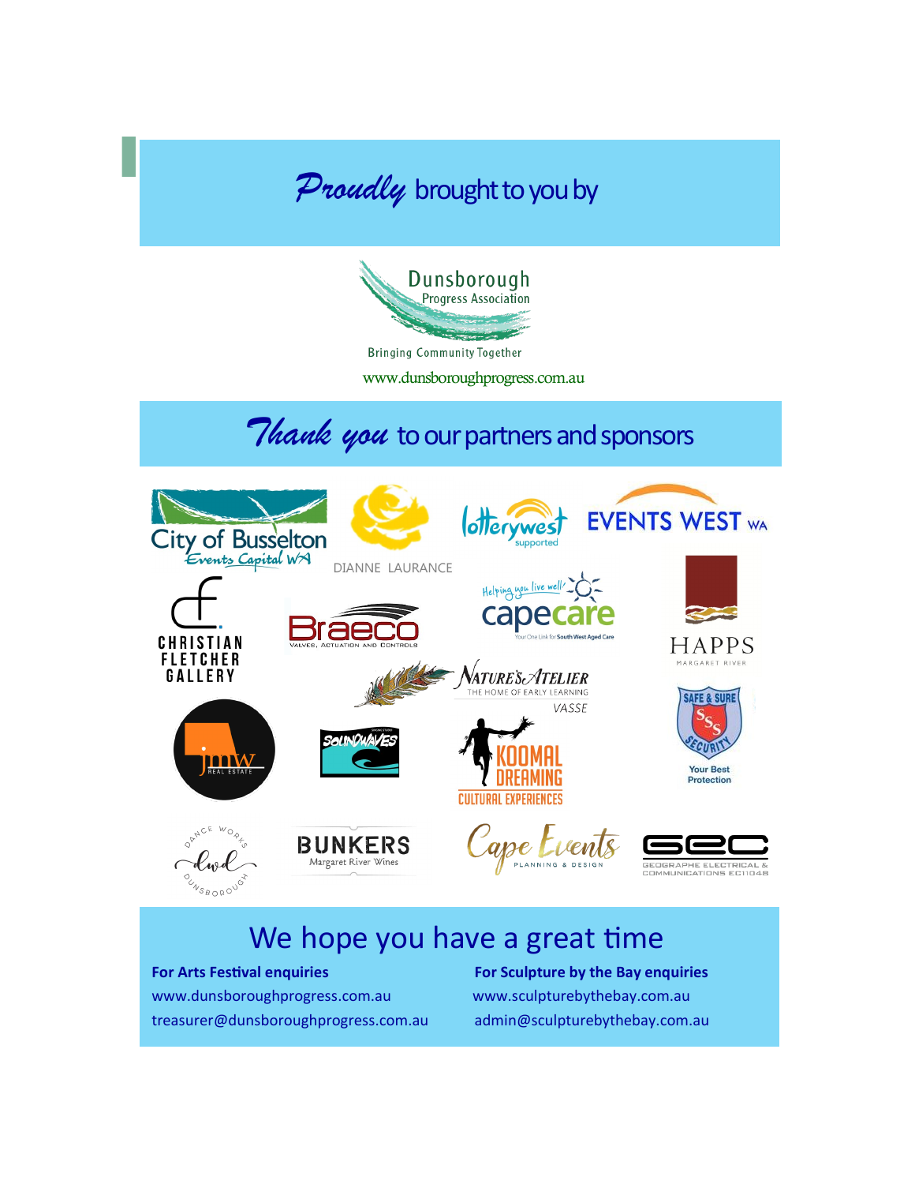## *Proudly* brought to you by

Dunsborough Progress Association

Bringing Community Together

www.dunsboroughprogress.com.au

## *Thank you* to our partners and sponsors

City of Busselton Events Capital WA

DIANNE LAURANCE

lotterywest supported

EVENTS WEST WA

CHRISTIAN FLETCHER GALLERY

Braeco VALVES, ACTUATION AND CONTROLS

Helping you live well capecare Your One Link for South West Aged Care

HAPPS MARGARET RIVER

NATURE'S ATELIER THE HOME OF EARLY LEARNING VASSE

SAFE & SURE SECURITY Your Best Protection

jmw REAL ESTATE

SOUNDWAVES

KOOMAL DREAMING CULTURAL EXPERIENCES

DANCE WORKS DUNSBOROUGH

BUNKERS Margaret River Wines

Cape Events PLANNING & DESIGN

GEC GEOGRAPHE ELECTRICAL & COMMUNICATIONS EC11048

## We hope you have a great time

**For Arts Festival enquiries**
www.dunsboroughprogress.com.au
treasurer@dunsboroughprogress.com.au

**For Sculpture by the Bay enquiries**
www.sculpturebythebay.com.au
admin@sculpturebythebay.com.au